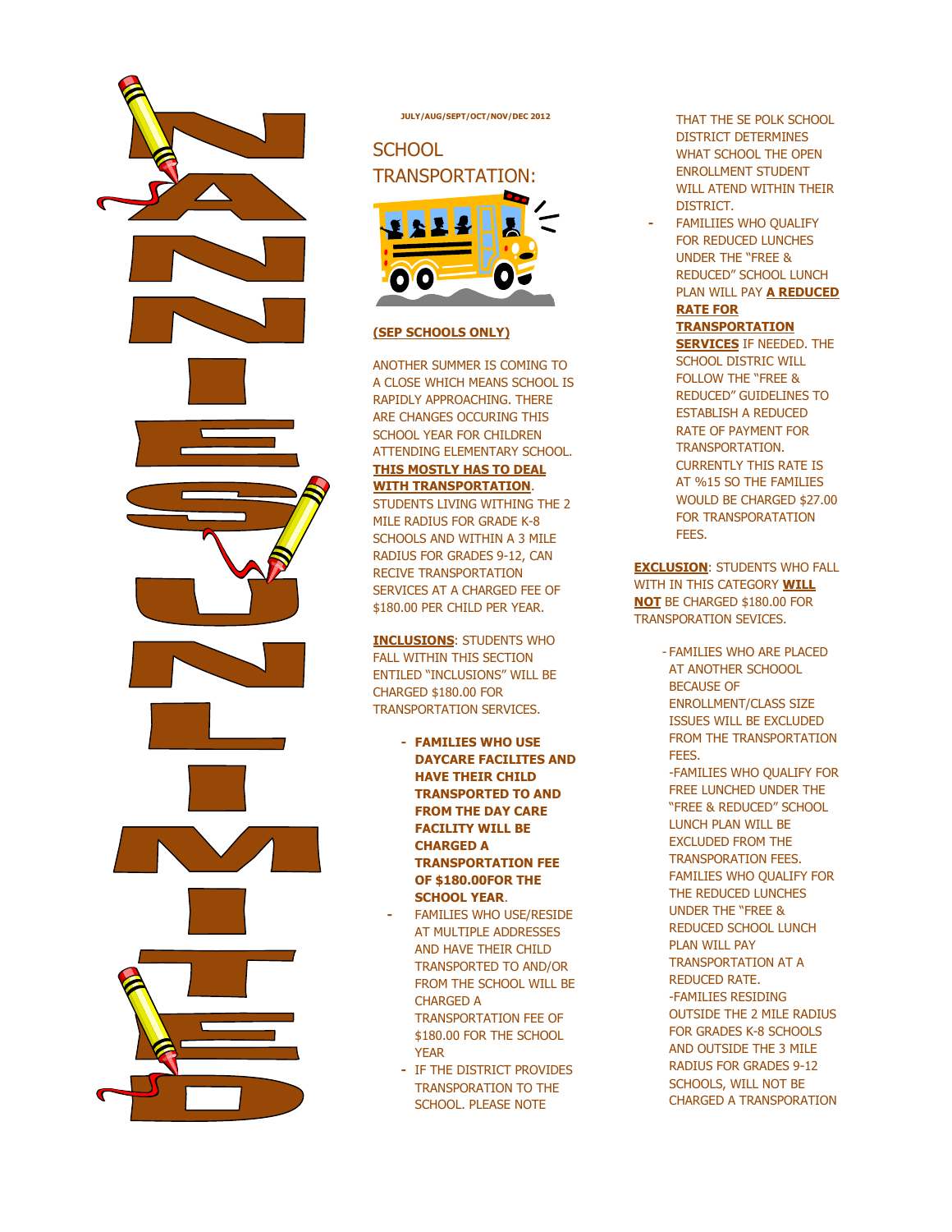# ANNIE'S UNLIMITED

**JULY/AUG/SEPT/OCT/NOV/DEC 2012**

## SCHOOL TRANSPORTATION:

**(SEP SCHOOLS ONLY)**

ANOTHER SUMMER IS COMING TO A CLOSE WHICH MEANS SCHOOL IS RAPIDLY APPROACHING. THERE ARE CHANGES OCCURING THIS SCHOOL YEAR FOR CHILDREN ATTENDING ELEMENTARY SCHOOL. **THIS MOSTLY HAS TO DEAL WITH TRANSPORTATION**. STUDENTS LIVING WITHING THE 2 MILE RADIUS FOR GRADE K-8 SCHOOLS AND WITHIN A 3 MILE RADIUS FOR GRADES 9-12, CAN RECIVE TRANSPORTATION SERVICES AT A CHARGED FEE OF $180.00 PER CHILD PER YEAR.

**INCLUSIONS**: STUDENTS WHO FALL WITHIN THIS SECTION ENTILED "INCLUSIONS" WILL BE CHARGED $180.00 FOR TRANSPORTATION SERVICES.

- **FAMILIES WHO USE DAYCARE FACILITES AND HAVE THEIR CHILD TRANSPORTED TO AND FROM THE DAY CARE FACILITY WILL BE CHARGED A TRANSPORTATION FEE OF $180.00FOR THE SCHOOL YEAR**.
- FAMILIES WHO USE/RESIDE AT MULTIPLE ADDRESSES AND HAVE THEIR CHILD TRANSPORTED TO AND/OR FROM THE SCHOOL WILL BE CHARGED A TRANSPORTATION FEE OF $180.00 FOR THE SCHOOL YEAR
- IF THE DISTRICT PROVIDES TRANSPORATION TO THE SCHOOL. PLEASE NOTE THAT THE SE POLK SCHOOL DISTRICT DETERMINES WHAT SCHOOL THE OPEN ENROLLMENT STUDENT WILL ATEND WITHIN THEIR DISTRICT.
- FAMILIIES WHO QUALIFY FOR REDUCED LUNCHES UNDER THE "FREE & REDUCED" SCHOOL LUNCH PLAN WILL PAY **A REDUCED RATE FOR TRANSPORTATION SERVICES** IF NEEDED. THE SCHOOL DISTRIC WILL FOLLOW THE "FREE & REDUCED" GUIDELINES TO ESTABLISH A REDUCED RATE OF PAYMENT FOR TRANSPORTATION. CURRENTLY THIS RATE IS AT %15 SO THE FAMILIES WOULD BE CHARGED $27.00 FOR TRANSPORATATION FEES.

**EXCLUSION**: STUDENTS WHO FALL WITH IN THIS CATEGORY **WILL NOT** BE CHARGED $180.00 FOR TRANSPORATION SEVICES.

- FAMILIES WHO ARE PLACED AT ANOTHER SCHOOOL BECAUSE OF ENROLLMENT/CLASS SIZE ISSUES WILL BE EXCLUDED FROM THE TRANSPORTATION FEES.
- FAMILIES WHO QUALIFY FOR FREE LUNCHED UNDER THE "FREE & REDUCED" SCHOOL LUNCH PLAN WILL BE EXCLUDED FROM THE TRANSPORATION FEES. FAMILIES WHO QUALIFY FOR THE REDUCED LUNCHES UNDER THE "FREE & REDUCED SCHOOL LUNCH PLAN WILL PAY TRANSPORTATION AT A REDUCED RATE.
- FAMILIES RESIDING OUTSIDE THE 2 MILE RADIUS FOR GRADES K-8 SCHOOLS AND OUTSIDE THE 3 MILE RADIUS FOR GRADES 9-12 SCHOOLS, WILL NOT BE CHARGED A TRANSPORTATION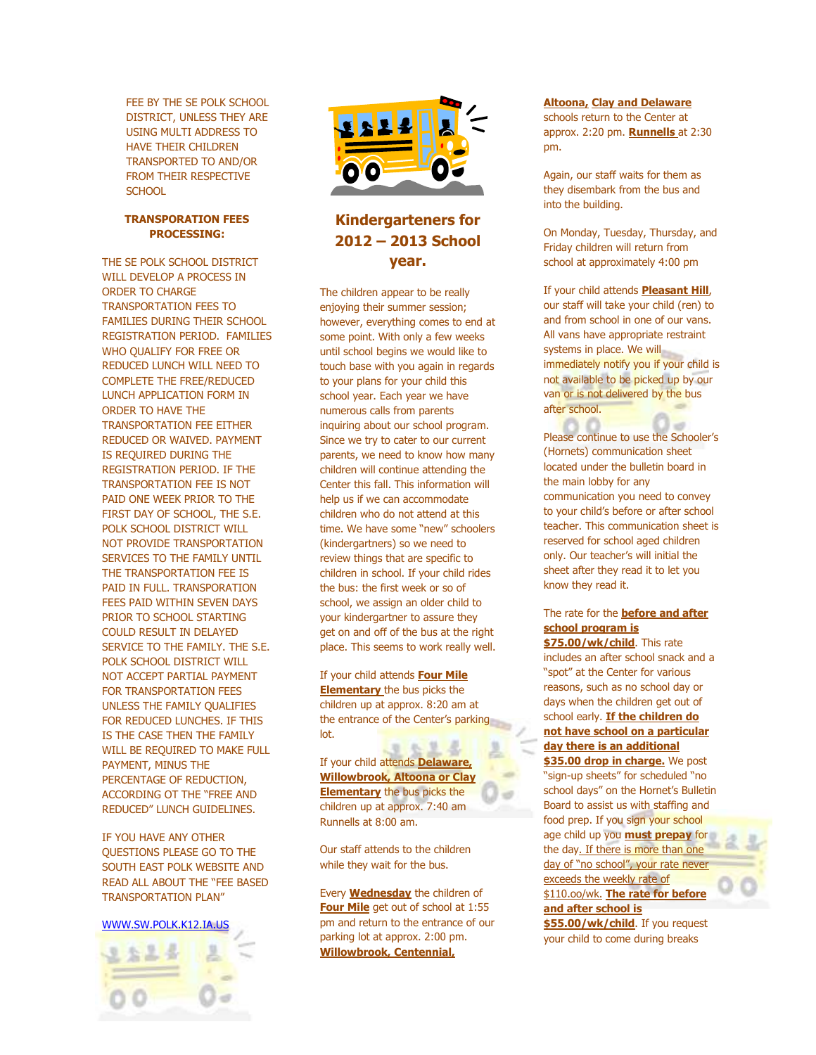FEE BY THE SE POLK SCHOOL DISTRICT, UNLESS THEY ARE USING MULTI ADDRESS TO HAVE THEIR CHILDREN TRANSPORTED TO AND/OR FROM THEIR RESPECTIVE SCHOOL

**TRANSPORATION FEES PROCESSING:**

THE SE POLK SCHOOL DISTRICT WILL DEVELOP A PROCESS IN ORDER TO CHARGE TRANSPORTATION FEES TO FAMILIES DURING THEIR SCHOOL REGISTRATION PERIOD. FAMILIES WHO QUALIFY FOR FREE OR REDUCED LUNCH WILL NEED TO COMPLETE THE FREE/REDUCED LUNCH APPLICATION FORM IN ORDER TO HAVE THE TRANSPORTATION FEE EITHER REDUCED OR WAIVED. PAYMENT IS REQUIRED DURING THE REGISTRATION PERIOD. IF THE TRANSPORTATION FEE IS NOT PAID ONE WEEK PRIOR TO THE FIRST DAY OF SCHOOL, THE S.E. POLK SCHOOL DISTRICT WILL NOT PROVIDE TRANSPORTATION SERVICES TO THE FAMILY UNTIL THE TRANSPORTATION FEE IS PAID IN FULL. TRANSPORATION FEES PAID WITHIN SEVEN DAYS PRIOR TO SCHOOL STARTING COULD RESULT IN DELAYED SERVICE TO THE FAMILY. THE S.E. POLK SCHOOL DISTRICT WILL NOT ACCEPT PARTIAL PAYMENT FOR TRANSPORTATION FEES UNLESS THE FAMILY QUALIFIES FOR REDUCED LUNCHES. IF THIS IS THE CASE THEN THE FAMILY WILL BE REQUIRED TO MAKE FULL PAYMENT, MINUS THE PERCENTAGE OF REDUCTION, ACCORDING OT THE "FREE AND REDUCED" LUNCH GUIDELINES.

IF YOU HAVE ANY OTHER QUESTIONS PLEASE GO TO THE SOUTH EAST POLK WEBSITE AND READ ALL ABOUT THE "FEE BASED TRANSPORTATION PLAN"

WWW.SW.POLK.K12.IA.US

## Kindergarteners for 2012 – 2013 School year.

The children appear to be really enjoying their summer session; however, everything comes to end at some point. With only a few weeks until school begins we would like to touch base with you again in regards to your plans for your child this school year. Each year we have numerous calls from parents inquiring about our school program. Since we try to cater to our current parents, we need to know how many children will continue attending the Center this fall. This information will help us if we can accommodate children who do not attend at this time. We have some "new" schoolers (kindergartners) so we need to review things that are specific to children in school. If your child rides the bus: the first week or so of school, we assign an older child to your kindergartner to assure they get on and off of the bus at the right place. This seems to work really well.

If your child attends **Four Mile Elementary** the bus picks the children up at approx. 8:20 am at the entrance of the Center's parking lot.

If your child attends **Delaware, Willowbrook, Altoona or Clay Elementary** the bus picks the children up at approx. 7:40 am Runnells at 8:00 am.

Our staff attends to the children while they wait for the bus.

Every **Wednesday** the children of **Four Mile** get out of school at 1:55 pm and return to the entrance of our parking lot at approx. 2:00 pm. **Willowbrook, Centennial, Altoona, Clay and Delaware** schools return to the Center at approx. 2:20 pm. **Runnells** at 2:30 pm.

Again, our staff waits for them as they disembark from the bus and into the building.

On Monday, Tuesday, Thursday, and Friday children will return from school at approximately 4:00 pm

If your child attends **Pleasant Hill**, our staff will take your child (ren) to and from school in one of our vans. All vans have appropriate restraint systems in place. We will immediately notify you if your child is not available to be picked up by our van or is not delivered by the bus after school.

Please continue to use the Schooler's (Hornets) communication sheet located under the bulletin board in the main lobby for any communication you need to convey to your child's before or after school teacher. This communication sheet is reserved for school aged children only. Our teacher's will initial the sheet after they read it to let you know they read it.

The rate for the **before and after school program is $75.00/wk/child**. This rate includes an after school snack and a "spot" at the Center for various reasons, such as no school day or days when the children get out of school early. **If the children do not have school on a particular day there is an additional $35.00 drop in charge.** We post "sign-up sheets" for scheduled "no school days" on the Hornet's Bulletin Board to assist us with staffing and food prep. If you sign your school age child up you **must prepay** for the day. If there is more than one day of "no school", your rate never exceeds the weekly rate of $110.oo/wk. **The rate for before and after school is $55.00/wk/child**. If you request your child to come during breaks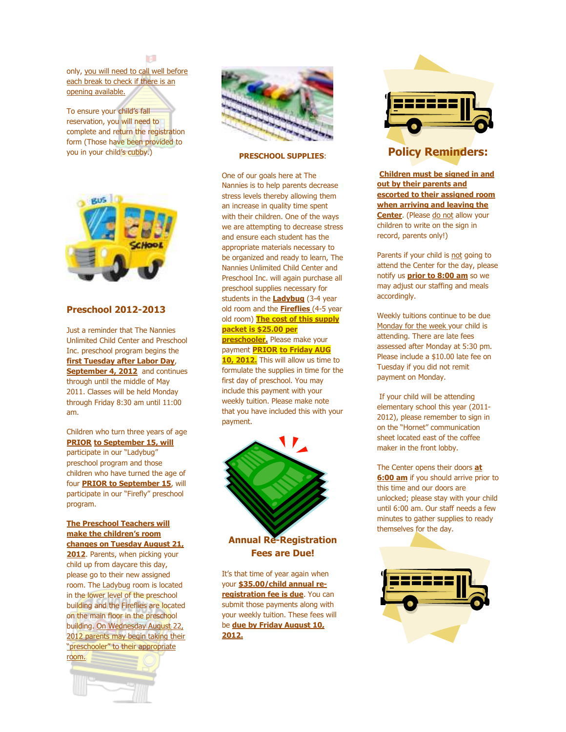only, you will need to call well before each break to check if there is an opening available.

To ensure your child's fall reservation, you will need to complete and return the registration form (Those have been provided to you in your child's cubby.)

## Preschool 2012-2013

Just a reminder that The Nannies Unlimited Child Center and Preschool Inc. preschool program begins the **first Tuesday after Labor Day**, **September 4, 2012** and continues through until the middle of May 2011. Classes will be held Monday through Friday 8:30 am until 11:00 am.

Children who turn three years of age **PRIOR to September 15, will** participate in our "Ladybug" preschool program and those children who have turned the age of four **PRIOR to September 15**, will participate in our "Firefly" preschool program.

**The Preschool Teachers will make the children's room changes on Tuesday August 21, 2012**. Parents, when picking your child up from daycare this day, please go to their new assigned room. The Ladybug room is located in the lower level of the preschool building and the Fireflies are located on the main floor in the preschool building. On Wednesday August 22, 2012 parents may begin taking their "preschooler" to their appropriate room.

**PRESCHOOL SUPPLIES**:

One of our goals here at The Nannies is to help parents decrease stress levels thereby allowing them an increase in quality time spent with their children. One of the ways we are attempting to decrease stress and ensure each student has the appropriate materials necessary to be organized and ready to learn, The Nannies Unlimited Child Center and Preschool Inc. will again purchase all preschool supplies necessary for students in the **Ladybug** (3-4 year old room and the **Fireflies** (4-5 year old room) **The cost of this supply packet is $25.00 per preschooler.** Please make your payment **PRIOR to Friday AUG 10, 2012.** This will allow us time to formulate the supplies in time for the first day of preschool. You may include this payment with your weekly tuition. Please make note that you have included this with your payment.

## Annual Re-Registration Fees are Due!

It's that time of year again when your **$35.00/child annual re-registration fee is due**. You can submit those payments along with your weekly tuition. These fees will be **due by Friday August 10, 2012.**

## Policy Reminders:

**Children must be signed in and out by their parents and escorted to their assigned room when arriving and leaving the Center**. (Please do not allow your children to write on the sign in record, parents only!)

Parents if your child is not going to attend the Center for the day, please notify us **prior to 8:00 am** so we may adjust our staffing and meals accordingly.

Weekly tuitions continue to be due Monday for the week your child is attending. There are late fees assessed after Monday at 5:30 pm. Please include a $10.00 late fee on Tuesday if you did not remit payment on Monday.

If your child will be attending elementary school this year (2011-2012), please remember to sign in on the "Hornet" communication sheet located east of the coffee maker in the front lobby.

The Center opens their doors **at 6:00 am** if you should arrive prior to this time and our doors are unlocked; please stay with your child until 6:00 am. Our staff needs a few minutes to gather supplies to ready themselves for the day.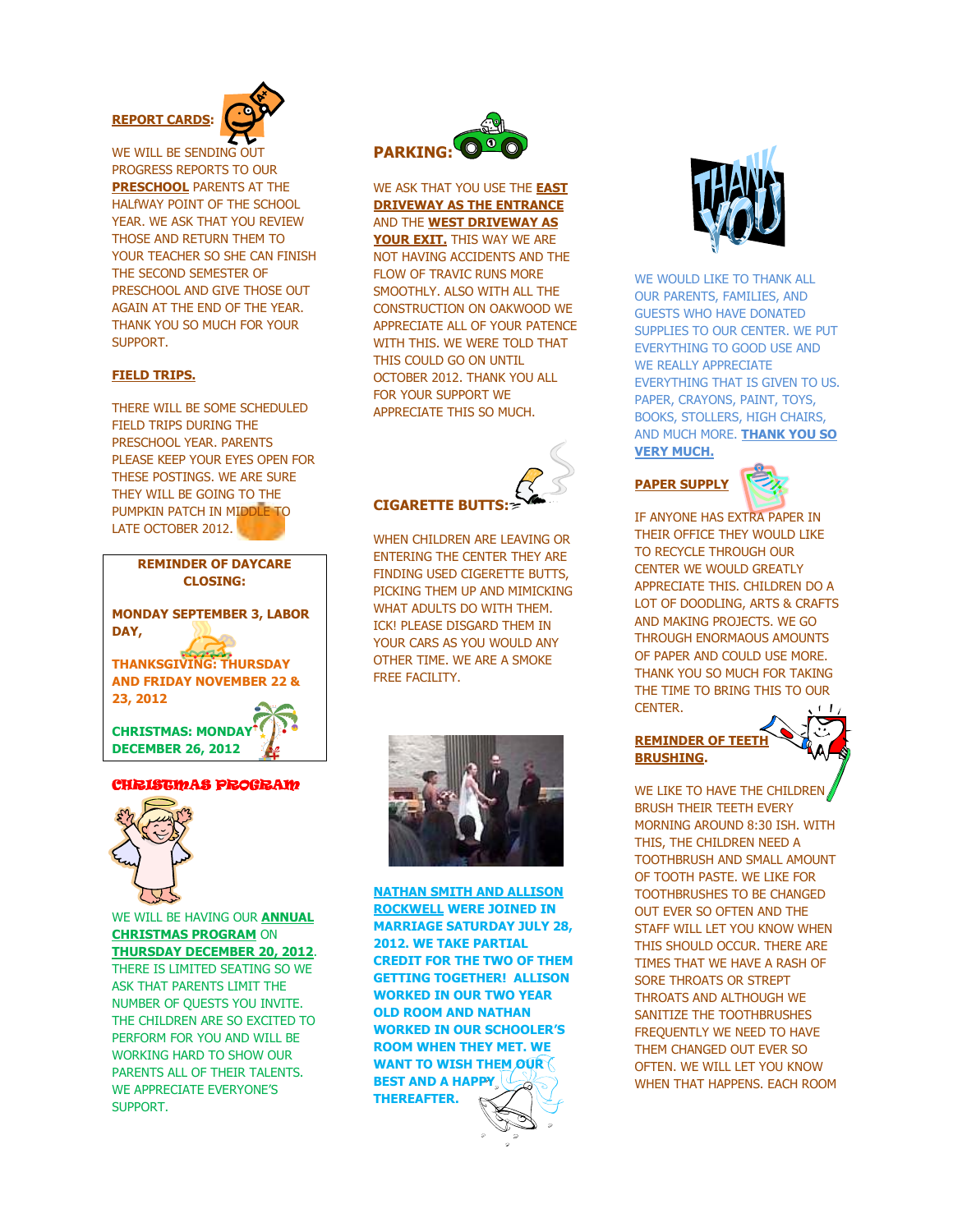## REPORT CARDS:

WE WILL BE SENDING OUT PROGRESS REPORTS TO OUR **PRESCHOOL** PARENTS AT THE HALfWAY POINT OF THE SCHOOL YEAR. WE ASK THAT YOU REVIEW THOSE AND RETURN THEM TO YOUR TEACHER SO SHE CAN FINISH THE SECOND SEMESTER OF PRESCHOOL AND GIVE THOSE OUT AGAIN AT THE END OF THE YEAR. THANK YOU SO MUCH FOR YOUR SUPPORT.

## FIELD TRIPS.

THERE WILL BE SOME SCHEDULED FIELD TRIPS DURING THE PRESCHOOL YEAR. PARENTS PLEASE KEEP YOUR EYES OPEN FOR THESE POSTINGS. WE ARE SURE THEY WILL BE GOING TO THE PUMPKIN PATCH IN MIDDLE TO LATE OCTOBER 2012.

**REMINDER OF DAYCARE CLOSING:**

**MONDAY SEPTEMBER 3, LABOR DAY,**

**THANKSGIVING: THURSDAY AND FRIDAY NOVEMBER 22 & 23, 2012**

**CHRISTMAS: MONDAY DECEMBER 26, 2012**

## CHRISTMAS PROGRAM

WE WILL BE HAVING OUR **ANNUAL CHRISTMAS PROGRAM** ON **THURSDAY DECEMBER 20, 2012**. THERE IS LIMITED SEATING SO WE ASK THAT PARENTS LIMIT THE NUMBER OF QUESTS YOU INVITE. THE CHILDREN ARE SO EXCITED TO PERFORM FOR YOU AND WILL BE WORKING HARD TO SHOW OUR PARENTS ALL OF THEIR TALENTS. WE APPRECIATE EVERYONE'S SUPPORT.

## PARKING:

WE ASK THAT YOU USE THE **EAST DRIVEWAY AS THE ENTRANCE** AND THE **WEST DRIVEWAY AS YOUR EXIT.** THIS WAY WE ARE NOT HAVING ACCIDENTS AND THE FLOW OF TRAVIC RUNS MORE SMOOTHLY. ALSO WITH ALL THE CONSTRUCTION ON OAKWOOD WE APPRECIATE ALL OF YOUR PATENCE WITH THIS. WE WERE TOLD THAT THIS COULD GO ON UNTIL OCTOBER 2012. THANK YOU ALL FOR YOUR SUPPORT WE APPRECIATE THIS SO MUCH.

## CIGARETTE BUTTS:

WHEN CHILDREN ARE LEAVING OR ENTERING THE CENTER THEY ARE FINDING USED CIGERETTE BUTTS, PICKING THEM UP AND MIMICKING WHAT ADULTS DO WITH THEM. ICK! PLEASE DISGARD THEM IN YOUR CARS AS YOU WOULD ANY OTHER TIME. WE ARE A SMOKE FREE FACILITY.

**NATHAN SMITH AND ALLISON ROCKWELL WERE JOINED IN MARRIAGE SATURDAY JULY 28, 2012. WE TAKE PARTIAL CREDIT FOR THE TWO OF THEM GETTING TOGETHER! ALLISON WORKED IN OUR TWO YEAR OLD ROOM AND NATHAN WORKED IN OUR SCHOOLER'S ROOM WHEN THEY MET. WE WANT TO WISH THEM OUR BEST AND A HAPPY THEREAFTER.**

## THANK YOU

WE WOULD LIKE TO THANK ALL OUR PARENTS, FAMILIES, AND GUESTS WHO HAVE DONATED SUPPLIES TO OUR CENTER. WE PUT EVERYTHING TO GOOD USE AND WE REALLY APPRECIATE EVERYTHING THAT IS GIVEN TO US. PAPER, CRAYONS, PAINT, TOYS, BOOKS, STOLLERS, HIGH CHAIRS, AND MUCH MORE. **THANK YOU SO VERY MUCH.**

## PAPER SUPPLY

IF ANYONE HAS EXTRA PAPER IN THEIR OFFICE THEY WOULD LIKE TO RECYCLE THROUGH OUR CENTER WE WOULD GREATLY APPRECIATE THIS. CHILDREN DO A LOT OF DOODLING, ARTS & CRAFTS AND MAKING PROJECTS. WE GO THROUGH ENORMAOUS AMOUNTS OF PAPER AND COULD USE MORE. THANK YOU SO MUCH FOR TAKING THE TIME TO BRING THIS TO OUR CENTER.

## REMINDER OF TEETH BRUSHING.

WE LIKE TO HAVE THE CHILDREN BRUSH THEIR TEETH EVERY MORNING AROUND 8:30 ISH. WITH THIS, THE CHILDREN NEED A TOOTHBRUSH AND SMALL AMOUNT OF TOOTH PASTE. WE LIKE FOR TOOTHBRUSHES TO BE CHANGED OUT EVER SO OFTEN AND THE STAFF WILL LET YOU KNOW WHEN THIS SHOULD OCCUR. THERE ARE TIMES THAT WE HAVE A RASH OF SORE THROATS OR STREPT THROATS AND ALTHOUGH WE SANITIZE THE TOOTHBRUSHES FREQUENTLY WE NEED TO HAVE THEM CHANGED OUT EVER SO OFTEN. WE WILL LET YOU KNOW WHEN THAT HAPPENS. EACH ROOM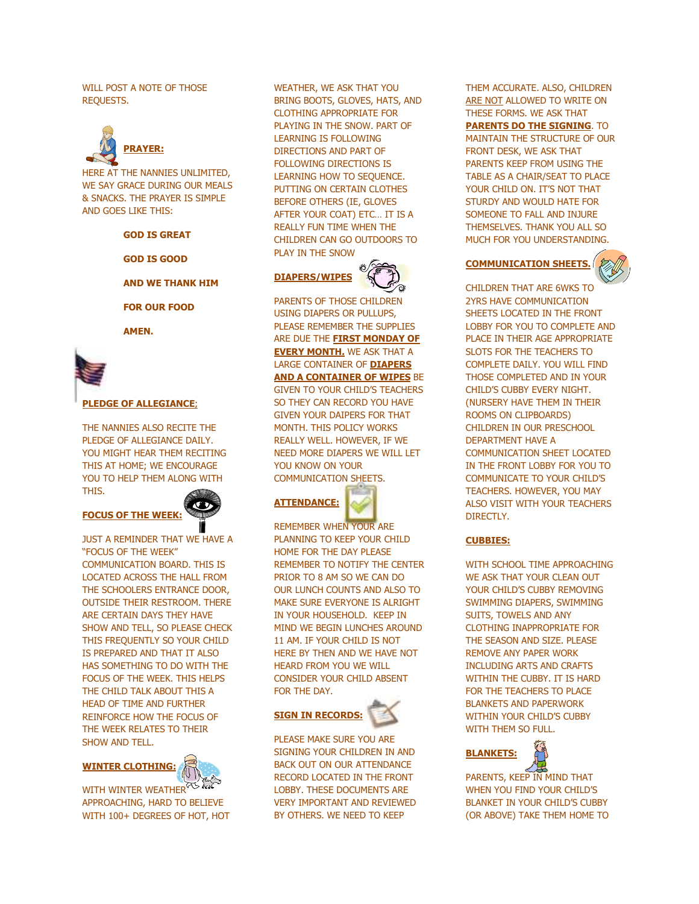WILL POST A NOTE OF THOSE REQUESTS.

## PRAYER:

HERE AT THE NANNIES UNLIMITED, WE SAY GRACE DURING OUR MEALS & SNACKS. THE PRAYER IS SIMPLE AND GOES LIKE THIS:

**GOD IS GREAT**

**GOD IS GOOD**

**AND WE THANK HIM**

**FOR OUR FOOD**

**AMEN.**

## PLEDGE OF ALLEGIANCE;

THE NANNIES ALSO RECITE THE PLEDGE OF ALLEGIANCE DAILY. YOU MIGHT HEAR THEM RECITING THIS AT HOME; WE ENCOURAGE YOU TO HELP THEM ALONG WITH THIS.

## FOCUS OF THE WEEK:

JUST A REMINDER THAT WE HAVE A "FOCUS OF THE WEEK" COMMUNICATION BOARD. THIS IS LOCATED ACROSS THE HALL FROM THE SCHOOLERS ENTRANCE DOOR, OUTSIDE THEIR RESTROOM. THERE ARE CERTAIN DAYS THEY HAVE SHOW AND TELL, SO PLEASE CHECK THIS FREQUENTLY SO YOUR CHILD IS PREPARED AND THAT IT ALSO HAS SOMETHING TO DO WITH THE FOCUS OF THE WEEK. THIS HELPS THE CHILD TALK ABOUT THIS A HEAD OF TIME AND FURTHER REINFORCE HOW THE FOCUS OF THE WEEK RELATES TO THEIR SHOW AND TELL.

## WINTER CLOTHING:

WITH WINTER WEATHER APPROACHING, HARD TO BELIEVE WITH 100+ DEGREES OF HOT, HOT WEATHER, WE ASK THAT YOU BRING BOOTS, GLOVES, HATS, AND CLOTHING APPROPRIATE FOR PLAYING IN THE SNOW. PART OF LEARNING IS FOLLOWING DIRECTIONS AND PART OF FOLLOWING DIRECTIONS IS LEARNING HOW TO SEQUENCE. PUTTING ON CERTAIN CLOTHES BEFORE OTHERS (IE, GLOVES AFTER YOUR COAT) ETC… IT IS A REALLY FUN TIME WHEN THE CHILDREN CAN GO OUTDOORS TO PLAY IN THE SNOW

## DIAPERS/WIPES

PARENTS OF THOSE CHILDREN USING DIAPERS OR PULLUPS, PLEASE REMEMBER THE SUPPLIES ARE DUE THE **FIRST MONDAY OF EVERY MONTH.** WE ASK THAT A LARGE CONTAINER OF **DIAPERS AND A CONTAINER OF WIPES** BE GIVEN TO YOUR CHILD'S TEACHERS SO THEY CAN RECORD YOU HAVE GIVEN YOUR DAIPERS FOR THAT MONTH. THIS POLICY WORKS REALLY WELL. HOWEVER, IF WE NEED MORE DIAPERS WE WILL LET YOU KNOW ON YOUR COMMUNICATION SHEETS.

## ATTENDANCE:

REMEMBER WHEN YOUR ARE PLANNING TO KEEP YOUR CHILD HOME FOR THE DAY PLEASE REMEMBER TO NOTIFY THE CENTER PRIOR TO 8 AM SO WE CAN DO OUR LUNCH COUNTS AND ALSO TO MAKE SURE EVERYONE IS ALRIGHT IN YOUR HOUSEHOLD. KEEP IN MIND WE BEGIN LUNCHES AROUND 11 AM. IF YOUR CHILD IS NOT HERE BY THEN AND WE HAVE NOT HEARD FROM YOU WE WILL CONSIDER YOUR CHILD ABSENT FOR THE DAY.

## SIGN IN RECORDS:

PLEASE MAKE SURE YOU ARE SIGNING YOUR CHILDREN IN AND BACK OUT ON OUR ATTENDANCE RECORD LOCATED IN THE FRONT LOBBY. THESE DOCUMENTS ARE VERY IMPORTANT AND REVIEWED BY OTHERS. WE NEED TO KEEP THEM ACCURATE. ALSO, CHILDREN ARE NOT ALLOWED TO WRITE ON THESE FORMS. WE ASK THAT **PARENTS DO THE SIGNING**. TO MAINTAIN THE STRUCTURE OF OUR FRONT DESK, WE ASK THAT PARENTS KEEP FROM USING THE TABLE AS A CHAIR/SEAT TO PLACE YOUR CHILD ON. IT'S NOT THAT STURDY AND WOULD HATE FOR SOMEONE TO FALL AND INJURE THEMSELVES. THANK YOU ALL SO MUCH FOR YOU UNDERSTANDING.

## COMMUNICATION SHEETS.

CHILDREN THAT ARE 6WKS TO 2YRS HAVE COMMUNICATION SHEETS LOCATED IN THE FRONT LOBBY FOR YOU TO COMPLETE AND PLACE IN THEIR AGE APPROPRIATE SLOTS FOR THE TEACHERS TO COMPLETE DAILY. YOU WILL FIND THOSE COMPLETED AND IN YOUR CHILD'S CUBBY EVERY NIGHT. (NURSERY HAVE THEM IN THEIR ROOMS ON CLIPBOARDS) CHILDREN IN OUR PRESCHOOL DEPARTMENT HAVE A COMMUNICATION SHEET LOCATED IN THE FRONT LOBBY FOR YOU TO COMMUNICATE TO YOUR CHILD'S TEACHERS. HOWEVER, YOU MAY ALSO VISIT WITH YOUR TEACHERS DIRECTLY.

## CUBBIES:

WITH SCHOOL TIME APPROACHING WE ASK THAT YOU CLEAN OUT YOUR CHILD'S CUBBY REMOVING SWIMMING DIAPERS, SWIMMING SUITS, TOWELS AND ANY CLOTHING INAPPROPRIATE FOR THE SEASON AND SIZE. PLEASE REMOVE ANY PAPER WORK INCLUDING ARTS AND CRAFTS WITHIN THE CUBBY. IT IS HARD FOR THE TEACHERS TO PLACE BLANKETS AND PAPERWORK WITHIN YOUR CHILD'S CUBBY WITH THEM SO FULL.

## BLANKETS:

PARENTS, KEEP IN MIND THAT WHEN YOU FIND YOUR CHILD'S BLANKET IN YOUR CHILD'S CUBBY (OR ABOVE) TAKE THEM HOME TO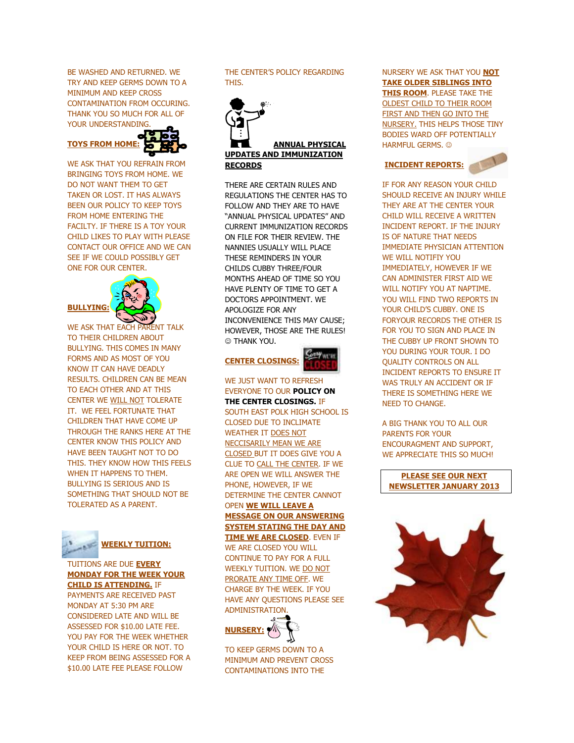BE WASHED AND RETURNED. WE TRY AND KEEP GERMS DOWN TO A MINIMUM AND KEEP CROSS CONTAMINATION FROM OCCURING. THANK YOU SO MUCH FOR ALL OF YOUR UNDERSTANDING.

**TOYS FROM HOME:**

WE ASK THAT YOU REFRAIN FROM BRINGING TOYS FROM HOME. WE DO NOT WANT THEM TO GET TAKEN OR LOST. IT HAS ALWAYS BEEN OUR POLICY TO KEEP TOYS FROM HOME ENTERING THE FACILTY. IF THERE IS A TOY YOUR CHILD LIKES TO PLAY WITH PLEASE CONTACT OUR OFFICE AND WE CAN SEE IF WE COULD POSSIBLY GET ONE FOR OUR CENTER.

**BULLYING:**

WE ASK THAT EACH PARENT TALK TO THEIR CHILDREN ABOUT BULLYING. THIS COMES IN MANY FORMS AND AS MOST OF YOU KNOW IT CAN HAVE DEADLY RESULTS. CHILDREN CAN BE MEAN TO EACH OTHER AND AT THIS CENTER WE WILL NOT TOLERATE IT. WE FEEL FORTUNATE THAT CHILDREN THAT HAVE COME UP THROUGH THE RANKS HERE AT THE CENTER KNOW THIS POLICY AND HAVE BEEN TAUGHT NOT TO DO THIS. THEY KNOW HOW THIS FEELS WHEN IT HAPPENS TO THEM. BULLYING IS SERIOUS AND IS SOMETHING THAT SHOULD NOT BE TOLERATED AS A PARENT.

**WEEKLY TUITION:**

TUITIONS ARE DUE **EVERY MONDAY FOR THE WEEK YOUR CHILD IS ATTENDING.** IF PAYMENTS ARE RECEIVED PAST MONDAY AT 5:30 PM ARE CONSIDERED LATE AND WILL BE ASSESSED FOR $10.00 LATE FEE. YOU PAY FOR THE WEEK WHETHER YOUR CHILD IS HERE OR NOT. TO KEEP FROM BEING ASSESSED FOR A $10.00 LATE FEE PLEASE FOLLOW THE CENTER'S POLICY REGARDING THIS.

**ANNUAL PHYSICAL UPDATES AND IMMUNIZATION RECORDS**

THERE ARE CERTAIN RULES AND REGULATIONS THE CENTER HAS TO FOLLOW AND THEY ARE TO HAVE "ANNUAL PHYSICAL UPDATES" AND CURRENT IMMUNIZATION RECORDS ON FILE FOR THEIR REVIEW. THE NANNIES USUALLY WILL PLACE THESE REMINDERS IN YOUR CHILDS CUBBY THREE/FOUR MONTHS AHEAD OF TIME SO YOU HAVE PLENTY OF TIME TO GET A DOCTORS APPOINTMENT. WE APOLOGIZE FOR ANY INCONVENIENCE THIS MAY CAUSE; HOWEVER, THOSE ARE THE RULES! ☺ THANK YOU.

**CENTER CLOSINGS:**

WE JUST WANT TO REFRESH EVERYONE TO OUR **POLICY ON THE CENTER CLOSINGS.** IF SOUTH EAST POLK HIGH SCHOOL IS CLOSED DUE TO INCLIMATE WEATHER IT DOES NOT NECCISARILY MEAN WE ARE CLOSED BUT IT DOES GIVE YOU A CLUE TO CALL THE CENTER. IF WE ARE OPEN WE WILL ANSWER THE PHONE, HOWEVER, IF WE DETERMINE THE CENTER CANNOT OPEN **WE WILL LEAVE A MESSAGE ON OUR ANSWERING SYSTEM STATING THE DAY AND TIME WE ARE CLOSED**. EVEN IF WE ARE CLOSED YOU WILL CONTINUE TO PAY FOR A FULL WEEKLY TUITION. WE DO NOT PRORATE ANY TIME OFF. WE CHARGE BY THE WEEK. IF YOU HAVE ANY QUESTIONS PLEASE SEE ADMINISTRATION.

**NURSERY:**

TO KEEP GERMS DOWN TO A MINIMUM AND PREVENT CROSS CONTAMINATIONS INTO THE NURSERY WE ASK THAT YOU **NOT TAKE OLDER SIBLINGS INTO THIS ROOM**. PLEASE TAKE THE OLDEST CHILD TO THEIR ROOM FIRST AND THEN GO INTO THE NURSERY. THIS HELPS THOSE TINY BODIES WARD OFF POTENTIALLY HARMFUL GERMS. ☺

**INCIDENT REPORTS:**

IF FOR ANY REASON YOUR CHILD SHOULD RECEIVE AN INJURY WHILE THEY ARE AT THE CENTER YOUR CHILD WILL RECEIVE A WRITTEN INCIDENT REPORT. IF THE INJURY IS OF NATURE THAT NEEDS IMMEDIATE PHYSICIAN ATTENTION WE WILL NOTIFIY YOU IMMEDIATELY, HOWEVER IF WE CAN ADMINISTER FIRST AID WE WILL NOTIFY YOU AT NAPTIME. YOU WILL FIND TWO REPORTS IN YOUR CHILD'S CUBBY. ONE IS FORYOUR RECORDS THE OTHER IS FOR YOU TO SIGN AND PLACE IN THE CUBBY UP FRONT SHOWN TO YOU DURING YOUR TOUR. I DO QUALITY CONTROLS ON ALL INCIDENT REPORTS TO ENSURE IT WAS TRULY AN ACCIDENT OR IF THERE IS SOMETHING HERE WE NEED TO CHANGE.

A BIG THANK YOU TO ALL OUR PARENTS FOR YOUR ENCOURAGMENT AND SUPPORT, WE APPRECIATE THIS SO MUCH!

**PLEASE SEE OUR NEXT NEWSLETTER JANUARY 2013**